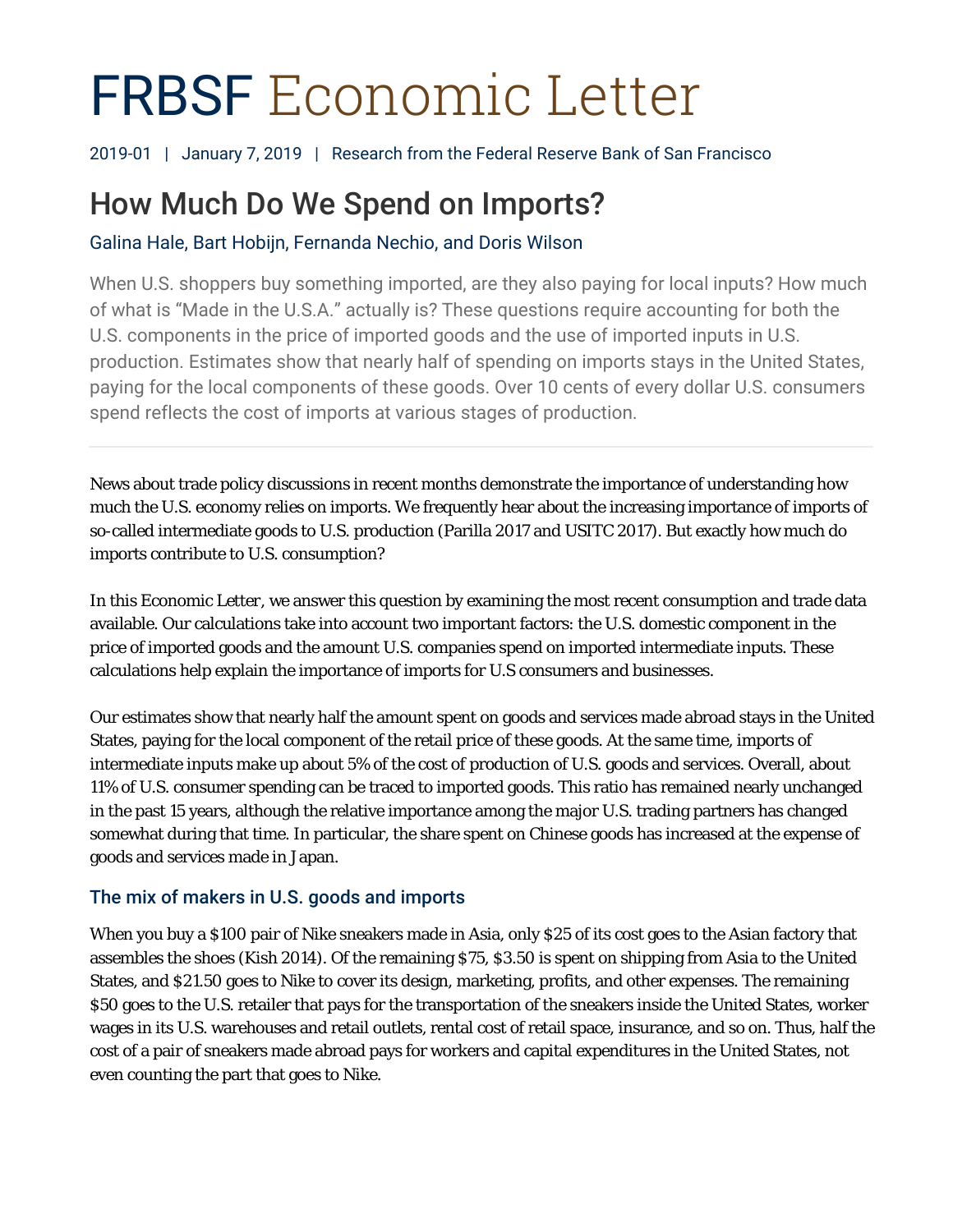# FRBSF Economic Letter

2019-01 | January 7, 2019 | Research from the Federal Reserve Bank of San Francisco

## How Much Do We Spend on Imports?

Galina Hale, Bart Hobijn, Fernanda Nechio, and Doris Wilson

When U.S. shoppers buy something imported, are they also paying for local inputs? How much of what is "Made in the U.S.A." actually is? These questions require accounting for both the U.S. components in the price of imported goods and the use of imported inputs in U.S. production. Estimates show that nearly half of spending on imports stays in the United States, paying for the local components of these goods. Over 10 cents of every dollar U.S. consumers spend reflects the cost of imports at various stages of production.

---

News about trade policy discussions in recent months demonstrate the importance of understanding how much the U.S. economy relies on imports. We frequently hear about the increasing importance of imports of so-called intermediate goods to U.S. production (Parilla 2017 and USITC 2017). But exactly how much do imports contribute to U.S. consumption?

In this Economic Letter, we answer this question by examining the most recent consumption and trade data available. Our calculations take into account two important factors: the U.S. domestic component in the price of imported goods and the amount U.S. companies spend on imported intermediate inputs. These calculations help explain the importance of imports for U.S consumers and businesses.

Our estimates show that nearly half the amount spent on goods and services made abroad stays in the United States, paying for the local component of the retail price of these goods. At the same time, imports of intermediate inputs make up about 5% of the cost of production of U.S. goods and services. Overall, about 11% of U.S. consumer spending can be traced to imported goods. This ratio has remained nearly unchanged in the past 15 years, although the relative importance among the major U.S. trading partners has changed somewhat during that time. In particular, the share spent on Chinese goods has increased at the expense of goods and services made in Japan.

### The mix of makers in U.S. goods and imports

When you buy a $100 pair of Nike sneakers made in Asia, only $25 of its cost goes to the Asian factory that assembles the shoes (Kish 2014). Of the remaining $75, $3.50 is spent on shipping from Asia to the United States, and $21.50 goes to Nike to cover its design, marketing, profits, and other expenses. The remaining $50 goes to the U.S. retailer that pays for the transportation of the sneakers inside the United States, worker wages in its U.S. warehouses and retail outlets, rental cost of retail space, insurance, and so on. Thus, half the cost of a pair of sneakers made abroad pays for workers and capital expenditures in the United States, not even counting the part that goes to Nike.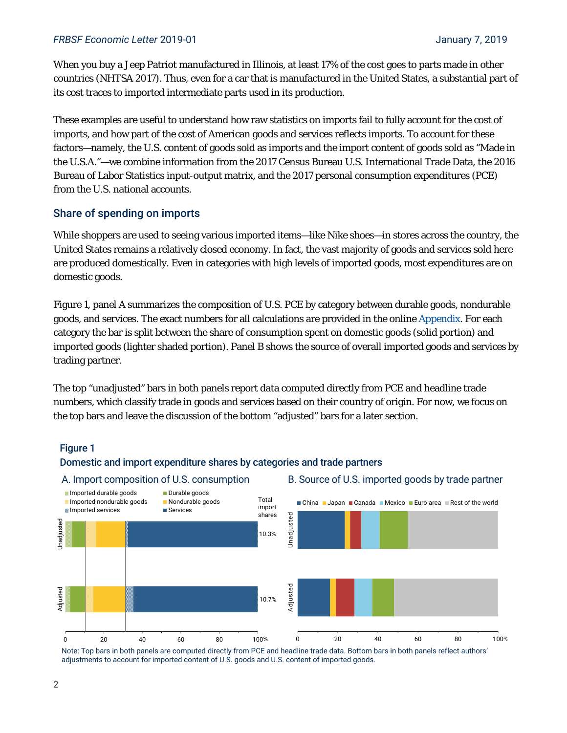When you buy a Jeep Patriot manufactured in Illinois, at least 17% of the cost goes to parts made in other countries (NHTSA 2017). Thus, even for a car that is manufactured in the United States, a substantial part of its cost traces to imported intermediate parts used in its production.

These examples are useful to understand how raw statistics on imports fail to fully account for the cost of imports, and how part of the cost of American goods and services reflects imports. To account for these factors—namely, the U.S. content of goods sold as imports and the import content of goods sold as "Made in the U.S.A."—we combine information from the 2017 Census Bureau U.S. International Trade Data, the 2016 Bureau of Labor Statistics input-output matrix, and the 2017 personal consumption expenditures (PCE) from the U.S. national accounts.

## Share of spending on imports

While shoppers are used to seeing various imported items—like Nike shoes—in stores across the country, the United States remains a relatively closed economy. In fact, the vast majority of goods and services sold here are produced domestically. Even in categories with high levels of imported goods, most expenditures are on domestic goods.

Figure 1, panel A summarizes the composition of U.S. PCE by category between durable goods, nondurable goods, and services. The exact numbers for all calculations are provided in the online Appendix. For each category the bar is split between the share of consumption spent on domestic goods (solid portion) and imported goods (lighter shaded portion). Panel B shows the source of overall imported goods and services by trading partner.

The top "unadjusted" bars in both panels report data computed directly from PCE and headline trade numbers, which classify trade in goods and services based on their country of origin. For now, we focus on the top bars and leave the discussion of the bottom "adjusted" bars for a later section.

**Figure 1**
**Domestic and import expenditure shares by categories and trade partners**

A. Import composition of U.S. consumption

Legend: Imported durable goods; Durable goods; Imported nondurable goods; Nondurable goods; Imported services; Services

| | Total import shares |
|---|---|
| Unadjusted | 10.3% |
| Adjusted | 10.7% |

B. Source of U.S. imported goods by trade partner

Legend: China; Japan; Canada; Mexico; Euro area; Rest of the world

Note: Top bars in both panels are computed directly from PCE and headline trade data. Bottom bars in both panels reflect authors' adjustments to account for imported content of U.S. goods and U.S. content of imported goods.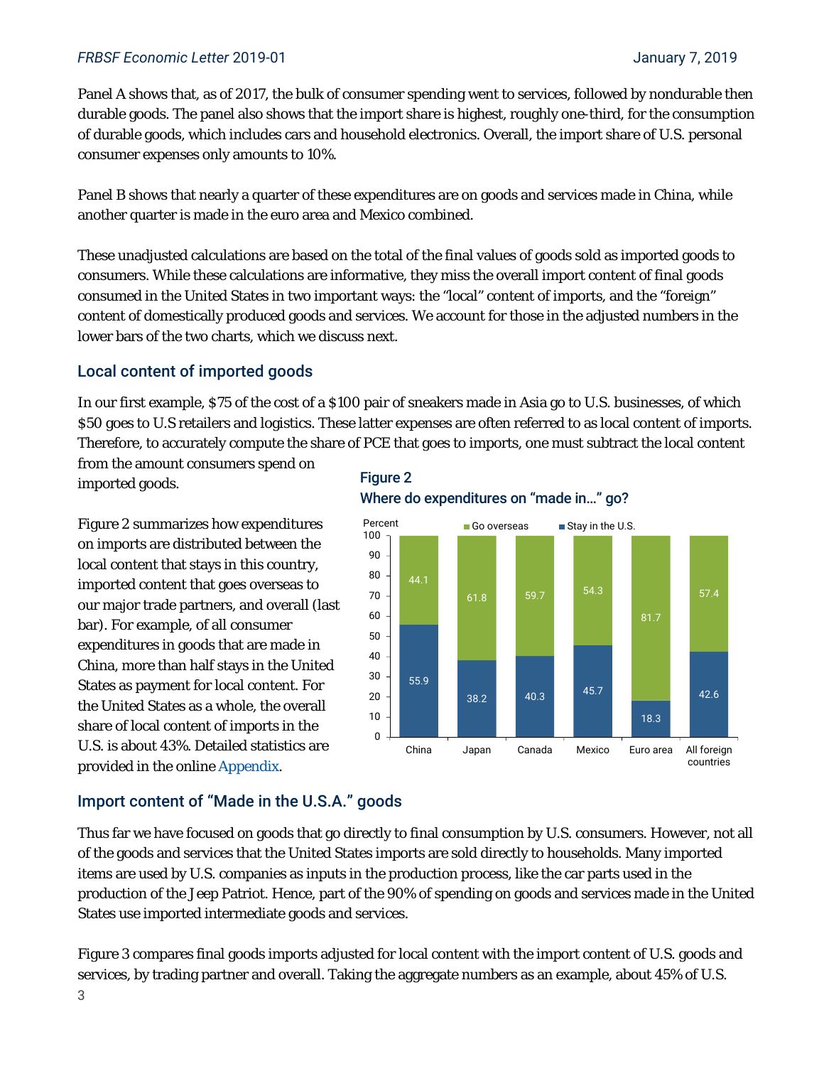Panel A shows that, as of 2017, the bulk of consumer spending went to services, followed by nondurable then durable goods. The panel also shows that the import share is highest, roughly one-third, for the consumption of durable goods, which includes cars and household electronics. Overall, the import share of U.S. personal consumer expenses only amounts to 10%.

Panel B shows that nearly a quarter of these expenditures are on goods and services made in China, while another quarter is made in the euro area and Mexico combined.

These unadjusted calculations are based on the total of the final values of goods sold as imported goods to consumers. While these calculations are informative, they miss the overall import content of final goods consumed in the United States in two important ways: the "local" content of imports, and the "foreign" content of domestically produced goods and services. We account for those in the adjusted numbers in the lower bars of the two charts, which we discuss next.

## Local content of imported goods

In our first example, $75 of the cost of a $100 pair of sneakers made in Asia go to U.S. businesses, of which $50 goes to U.S retailers and logistics. These latter expenses are often referred to as local content of imports. Therefore, to accurately compute the share of PCE that goes to imports, one must subtract the local content from the amount consumers spend on imported goods.

Figure 2 summarizes how expenditures on imports are distributed between the local content that stays in this country, imported content that goes overseas to our major trade partners, and overall (last bar). For example, of all consumer expenditures in goods that are made in China, more than half stays in the United States as payment for local content. For the United States as a whole, the overall share of local content of imports in the U.S. is about 43%. Detailed statistics are provided in the online Appendix.

**Figure 2**
**Where do expenditures on "made in…" go?**

| Percent | China | Japan | Canada | Mexico | Euro area | All foreign countries |
|---|---|---|---|---|---|---|
| Go overseas | 44.1 | 61.8 | 59.7 | 54.3 | 81.7 | 57.4 |
| Stay in the U.S. | 55.9 | 38.2 | 40.3 | 45.7 | 18.3 | 42.6 |

## Import content of "Made in the U.S.A." goods

Thus far we have focused on goods that go directly to final consumption by U.S. consumers. However, not all of the goods and services that the United States imports are sold directly to households. Many imported items are used by U.S. companies as inputs in the production process, like the car parts used in the production of the Jeep Patriot. Hence, part of the 90% of spending on goods and services made in the United States use imported intermediate goods and services.

Figure 3 compares final goods imports adjusted for local content with the import content of U.S. goods and services, by trading partner and overall. Taking the aggregate numbers as an example, about 45% of U.S.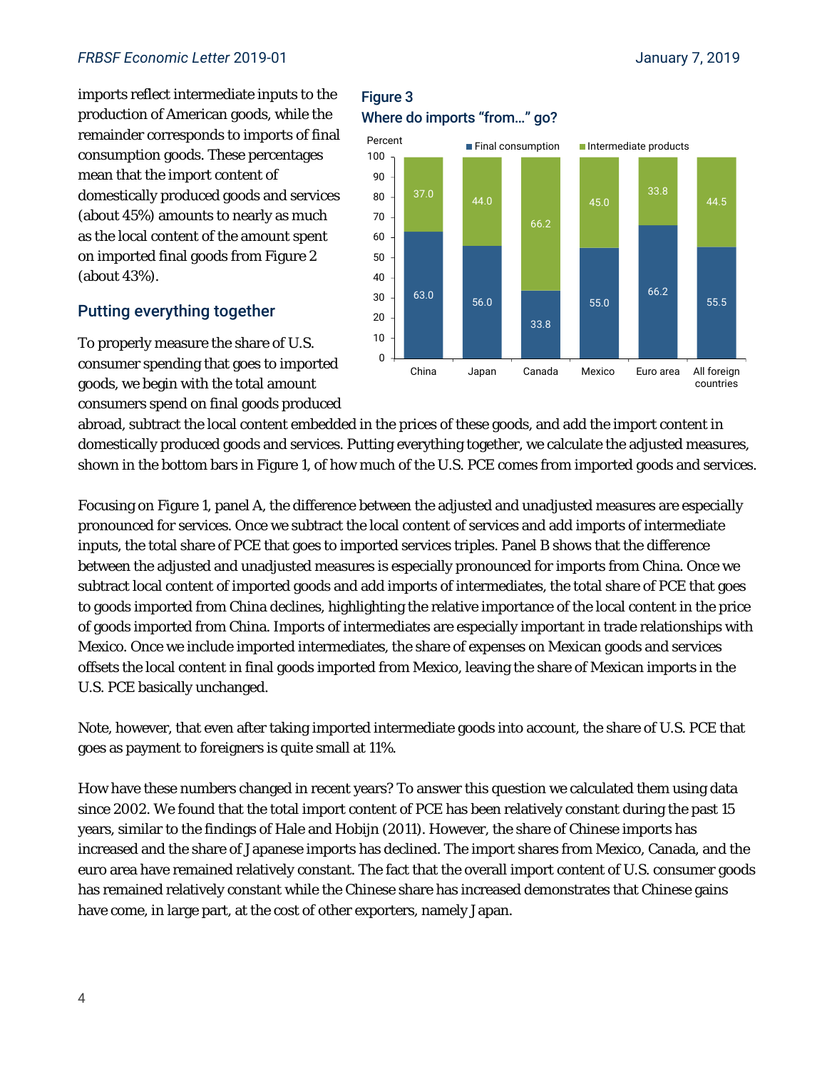imports reflect intermediate inputs to the production of American goods, while the remainder corresponds to imports of final consumption goods. These percentages mean that the import content of domestically produced goods and services (about 45%) amounts to nearly as much as the local content of the amount spent on imported final goods from Figure 2 (about 43%).

**Figure 3**
**Where do imports "from…" go?**

| Percent | China | Japan | Canada | Mexico | Euro area | All foreign countries |
|---|---|---|---|---|---|---|
| Final consumption | 63.0 | 56.0 | 33.8 | 55.0 | 66.2 | 55.5 |
| Intermediate products | 37.0 | 44.0 | 66.2 | 45.0 | 33.8 | 44.5 |

## Putting everything together

To properly measure the share of U.S. consumer spending that goes to imported goods, we begin with the total amount consumers spend on final goods produced abroad, subtract the local content embedded in the prices of these goods, and add the import content in domestically produced goods and services. Putting everything together, we calculate the adjusted measures, shown in the bottom bars in Figure 1, of how much of the U.S. PCE comes from imported goods and services.

Focusing on Figure 1, panel A, the difference between the adjusted and unadjusted measures are especially pronounced for services. Once we subtract the local content of services and add imports of intermediate inputs, the total share of PCE that goes to imported services triples. Panel B shows that the difference between the adjusted and unadjusted measures is especially pronounced for imports from China. Once we subtract local content of imported goods and add imports of intermediates, the total share of PCE that goes to goods imported from China declines, highlighting the relative importance of the local content in the price of goods imported from China. Imports of intermediates are especially important in trade relationships with Mexico. Once we include imported intermediates, the share of expenses on Mexican goods and services offsets the local content in final goods imported from Mexico, leaving the share of Mexican imports in the U.S. PCE basically unchanged.

Note, however, that even after taking imported intermediate goods into account, the share of U.S. PCE that goes as payment to foreigners is quite small at 11%.

How have these numbers changed in recent years? To answer this question we calculated them using data since 2002. We found that the total import content of PCE has been relatively constant during the past 15 years, similar to the findings of Hale and Hobijn (2011). However, the share of Chinese imports has increased and the share of Japanese imports has declined. The import shares from Mexico, Canada, and the euro area have remained relatively constant. The fact that the overall import content of U.S. consumer goods has remained relatively constant while the Chinese share has increased demonstrates that Chinese gains have come, in large part, at the cost of other exporters, namely Japan.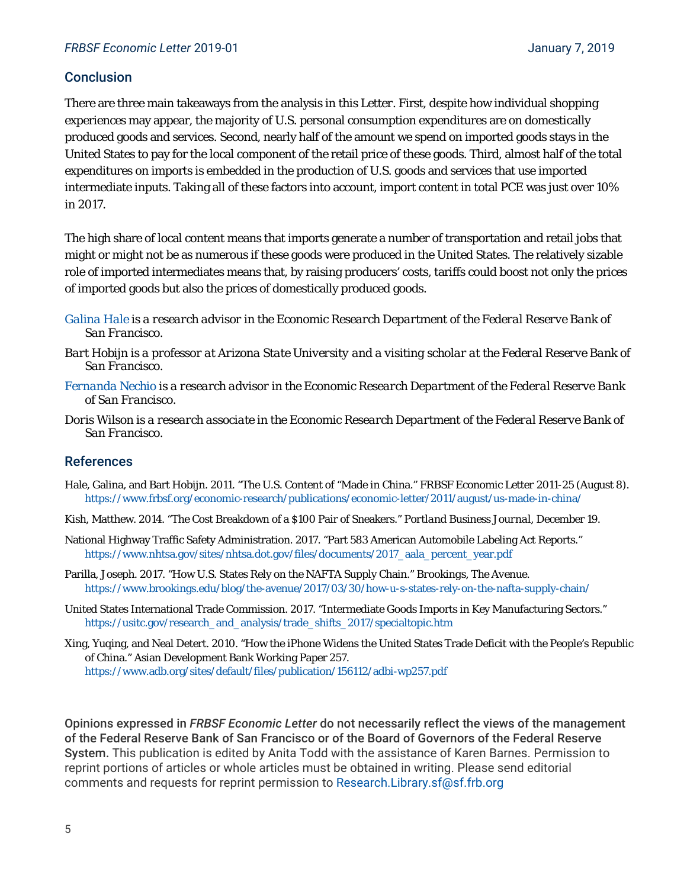## Conclusion

There are three main takeaways from the analysis in this *Letter*. First, despite how individual shopping experiences may appear, the majority of U.S. personal consumption expenditures are on domestically produced goods and services. Second, nearly half of the amount we spend on imported goods stays in the United States to pay for the local component of the retail price of these goods. Third, almost half of the total expenditures on imports is embedded in the production of U.S. goods and services that use imported intermediate inputs. Taking all of these factors into account, import content in total PCE was just over 10% in 2017.

The high share of local content means that imports generate a number of transportation and retail jobs that might or might not be as numerous if these goods were produced in the United States. The relatively sizable role of imported intermediates means that, by raising producers' costs, tariffs could boost not only the prices of imported goods but also the prices of domestically produced goods.

Galina Hale *is a research advisor in the Economic Research Department of the Federal Reserve Bank of San Francisco.*

*Bart Hobijn is a professor at Arizona State University and a visiting scholar at the Federal Reserve Bank of San Francisco.*

Fernanda Nechio *is a research advisor in the Economic Research Department of the Federal Reserve Bank of San Francisco.*

*Doris Wilson is a research associate in the Economic Research Department of the Federal Reserve Bank of San Francisco.*

## References

Hale, Galina, and Bart Hobijn. 2011. "The U.S. Content of "Made in China." FRBSF Economic Letter 2011-25 (August 8). https://www.frbsf.org/economic-research/publications/economic-letter/2011/august/us-made-in-china/

Kish, Matthew. 2014. "The Cost Breakdown of a $100 Pair of Sneakers." *Portland Business Journal*, December 19.

National Highway Traffic Safety Administration. 2017. "Part 583 American Automobile Labeling Act Reports." https://www.nhtsa.gov/sites/nhtsa.dot.gov/files/documents/2017_aala_percent_year.pdf

Parilla, Joseph. 2017. "How U.S. States Rely on the NAFTA Supply Chain." Brookings, The Avenue. https://www.brookings.edu/blog/the-avenue/2017/03/30/how-u-s-states-rely-on-the-nafta-supply-chain/

United States International Trade Commission. 2017. "Intermediate Goods Imports in Key Manufacturing Sectors." https://usitc.gov/research_and_analysis/trade_shifts_2017/specialtopic.htm

Xing, Yuqing, and Neal Detert. 2010. "How the iPhone Widens the United States Trade Deficit with the People's Republic of China." Asian Development Bank Working Paper 257. https://www.adb.org/sites/default/files/publication/156112/adbi-wp257.pdf

**Opinions expressed in *FRBSF Economic Letter* do not necessarily reflect the views of the management of the Federal Reserve Bank of San Francisco or of the Board of Governors of the Federal Reserve System.** This publication is edited by Anita Todd with the assistance of Karen Barnes. Permission to reprint portions of articles or whole articles must be obtained in writing. Please send editorial comments and requests for reprint permission to Research.Library.sf@sf.frb.org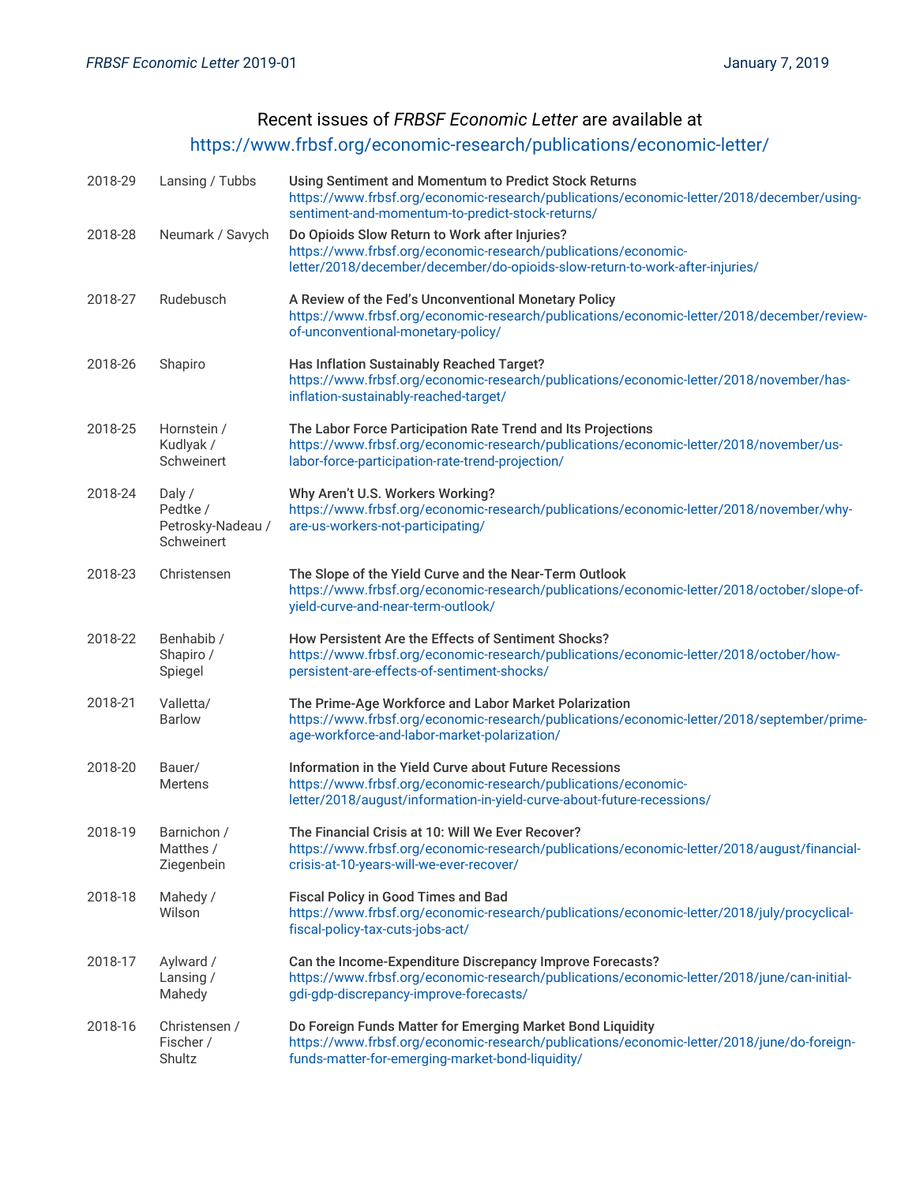Recent issues of *FRBSF Economic Letter* are available at
https://www.frbsf.org/economic-research/publications/economic-letter/

| | | |
|---|---|---|
| 2018-29 | Lansing / Tubbs | **Using Sentiment and Momentum to Predict Stock Returns** https://www.frbsf.org/economic-research/publications/economic-letter/2018/december/using-sentiment-and-momentum-to-predict-stock-returns/ |
| 2018-28 | Neumark / Savych | **Do Opioids Slow Return to Work after Injuries?** https://www.frbsf.org/economic-research/publications/economic-letter/2018/december/december/do-opioids-slow-return-to-work-after-injuries/ |
| 2018-27 | Rudebusch | **A Review of the Fed's Unconventional Monetary Policy** https://www.frbsf.org/economic-research/publications/economic-letter/2018/december/review-of-unconventional-monetary-policy/ |
| 2018-26 | Shapiro | **Has Inflation Sustainably Reached Target?** https://www.frbsf.org/economic-research/publications/economic-letter/2018/november/has-inflation-sustainably-reached-target/ |
| 2018-25 | Hornstein / Kudlyak / Schweinert | **The Labor Force Participation Rate Trend and Its Projections** https://www.frbsf.org/economic-research/publications/economic-letter/2018/november/us-labor-force-participation-rate-trend-projection/ |
| 2018-24 | Daly / Pedtke / Petrosky-Nadeau / Schweinert | **Why Aren't U.S. Workers Working?** https://www.frbsf.org/economic-research/publications/economic-letter/2018/november/why-are-us-workers-not-participating/ |
| 2018-23 | Christensen | **The Slope of the Yield Curve and the Near-Term Outlook** https://www.frbsf.org/economic-research/publications/economic-letter/2018/october/slope-of-yield-curve-and-near-term-outlook/ |
| 2018-22 | Benhabib / Shapiro / Spiegel | **How Persistent Are the Effects of Sentiment Shocks?** https://www.frbsf.org/economic-research/publications/economic-letter/2018/october/how-persistent-are-effects-of-sentiment-shocks/ |
| 2018-21 | Valletta/ Barlow | **The Prime-Age Workforce and Labor Market Polarization** https://www.frbsf.org/economic-research/publications/economic-letter/2018/september/prime-age-workforce-and-labor-market-polarization/ |
| 2018-20 | Bauer/ Mertens | **Information in the Yield Curve about Future Recessions** https://www.frbsf.org/economic-research/publications/economic-letter/2018/august/information-in-yield-curve-about-future-recessions/ |
| 2018-19 | Barnichon / Matthes / Ziegenbein | **The Financial Crisis at 10: Will We Ever Recover?** https://www.frbsf.org/economic-research/publications/economic-letter/2018/august/financial-crisis-at-10-years-will-we-ever-recover/ |
| 2018-18 | Mahedy / Wilson | **Fiscal Policy in Good Times and Bad** https://www.frbsf.org/economic-research/publications/economic-letter/2018/july/procyclical-fiscal-policy-tax-cuts-jobs-act/ |
| 2018-17 | Aylward / Lansing / Mahedy | **Can the Income-Expenditure Discrepancy Improve Forecasts?** https://www.frbsf.org/economic-research/publications/economic-letter/2018/june/can-initial-gdi-gdp-discrepancy-improve-forecasts/ |
| 2018-16 | Christensen / Fischer / Shultz | **Do Foreign Funds Matter for Emerging Market Bond Liquidity** https://www.frbsf.org/economic-research/publications/economic-letter/2018/june/do-foreign-funds-matter-for-emerging-market-bond-liquidity/ |